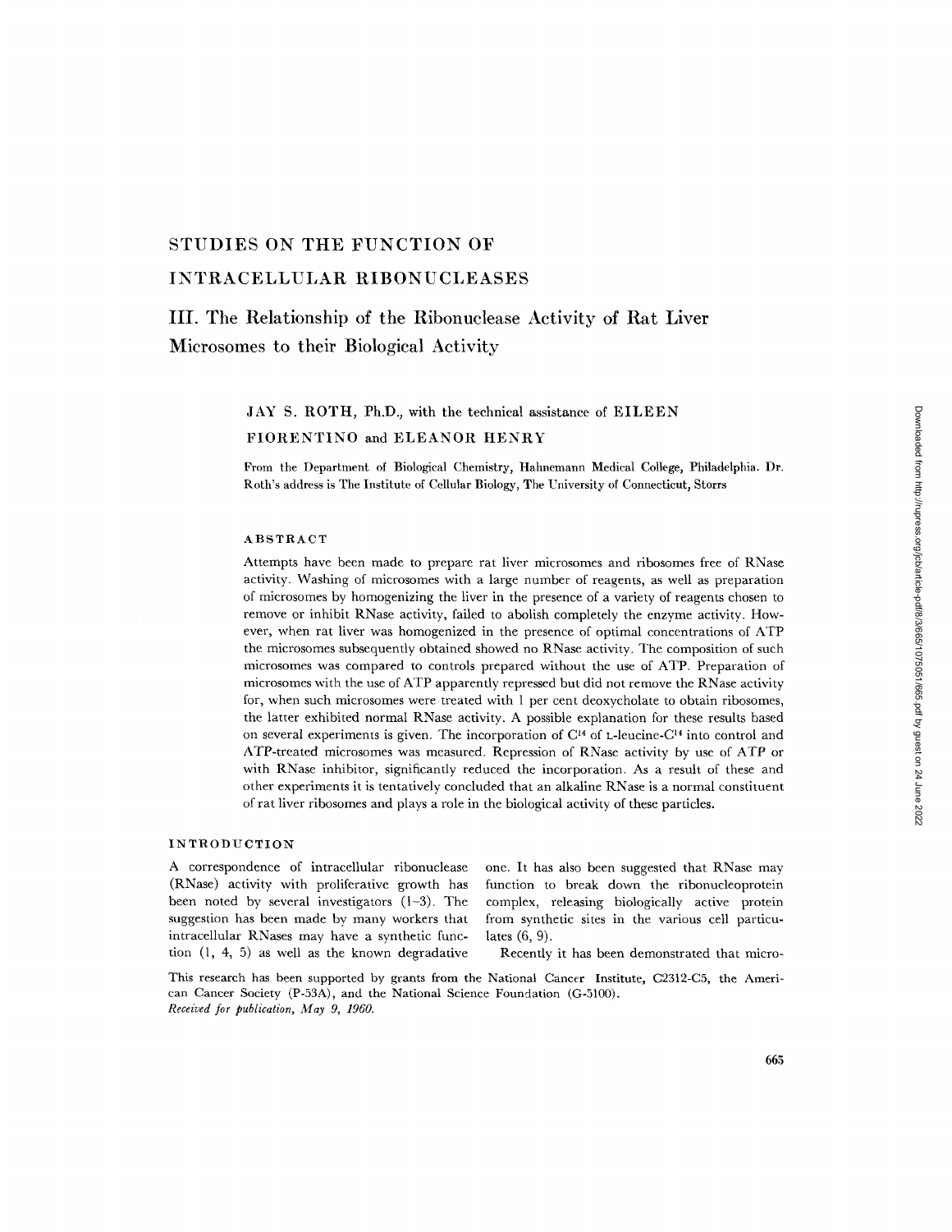# STUDIES ON THE FUNCTION OF INTRACELLULAR RIBONUCLEASES

## III. The Relationship of the Ribonuclease Activity of Rat Liver Microsomes to their Biological Activity

JAY S. ROTH, Ph.D., with the technical assistance of EILEEN FIORENTINO and ELEANOR HENRY

From the Department of Biological Chemistry, Hahnemann Medical College, Philadelphia. Dr. Roth's address is The Institute of Cellular Biology, The University of Connecticut, Storrs

### ABSTRACT

Attempts have been made to prepare rat liver microsomes and ribosomes free of RNase activity. Washing of microsomes with a large number of reagents, as well as preparation of microsomes by homogenizing the liver in the presence of a variety of reagents chosen to remove or inhibit RNase activity, failed to abolish completely the enzyme activity. However, when rat liver was homogenized in the presence of optimal concentrations of ATP the microsomes subsequently obtained showed no RNase activity. The composition of such microsomes was compared to controls prepared without the use of ATP. Preparation of microsomes with the use of ATP apparently repressed but did not remove the RNase activity for, when such microsomes were treated with 1 per cent deoxycholate to obtain ribosomes, the latter exhibited normal RNase activity. A possible explanation for these results based on several experiments is given. The incorporation of $C^{14}$ of L-leucine-$C^{14}$ into control and ATP-treated microsomes was measured. Repression of RNase activity by use of ATP or with RNase inhibitor, significantly reduced the incorporation. As a result of these and other experiments it is tentatively concluded that an alkaline RNase is a normal constituent of rat liver ribosomes and plays a role in the biological activity of these particles.

### INTRODUCTION

A correspondence of intracellular ribonuclease (RNase) activity with proliferative growth has been noted by several investigators (1–3). The suggestion has been made by many workers that intracellular RNases may have a synthetic function (1, 4, 5) as well as the known degradative one. It has also been suggested that RNase may function to break down the ribonucleoprotein complex, releasing biologically active protein from synthetic sites in the various cell particulates (6, 9).

Recently it has been demonstrated that micro-

This research has been supported by grants from the National Cancer Institute, C2312-C5, the American Cancer Society (P-53A), and the National Science Foundation (G-5100).
*Received for publication, May 9, 1960.*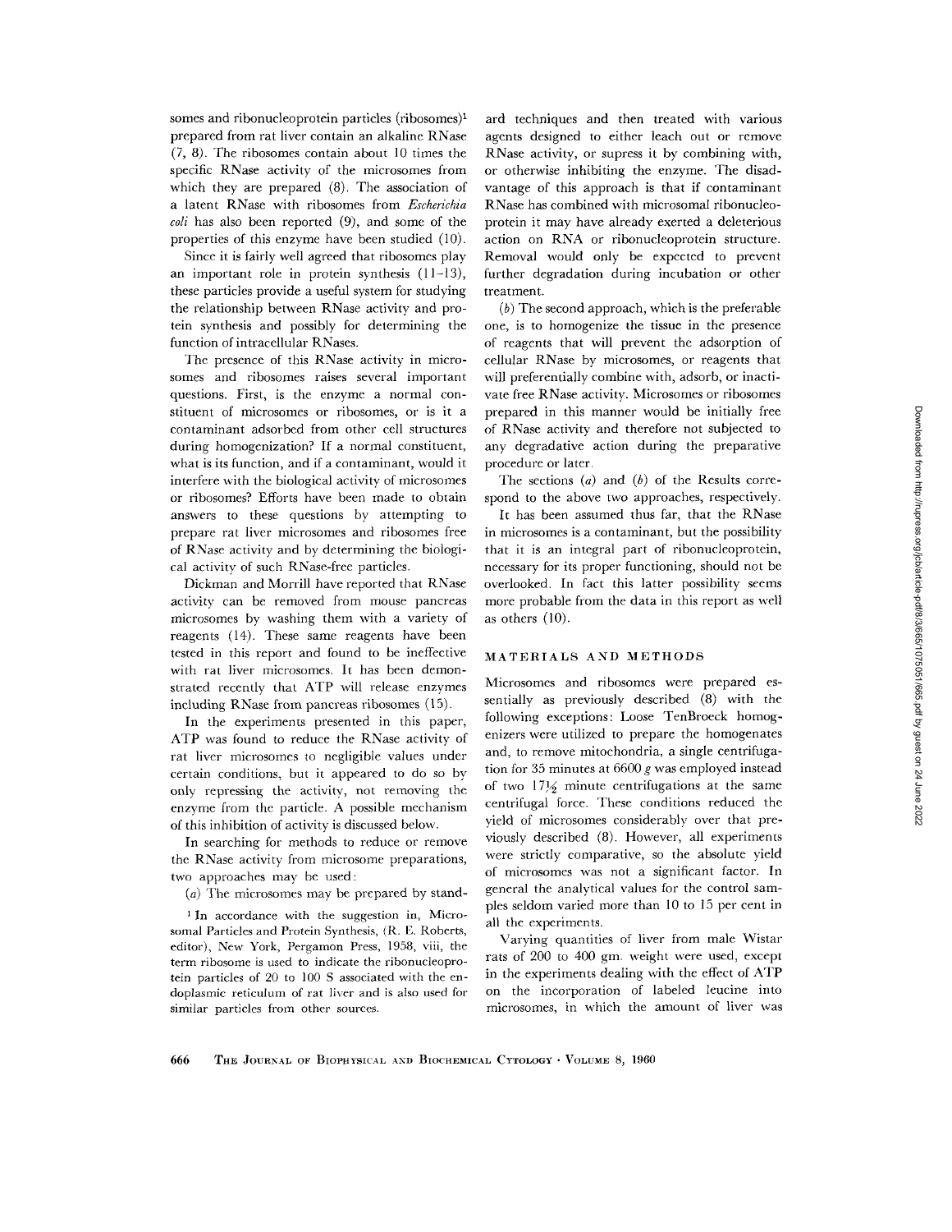somes and ribonucleoprotein particles (ribosomes)[1] prepared from rat liver contain an alkaline RNase (7, 8). The ribosomes contain about 10 times the specific RNase activity of the microsomes from which they are prepared (8). The association of a latent RNase with ribosomes from *Escherichia coli* has also been reported (9), and some of the properties of this enzyme have been studied (10).

Since it is fairly well agreed that ribosomes play an important role in protein synthesis (11–13), these particles provide a useful system for studying the relationship between RNase activity and protein synthesis and possibly for determining the function of intracellular RNases.

The presence of this RNase activity in microsomes and ribosomes raises several important questions. First, is the enzyme a normal constituent of microsomes or ribosomes, or is it a contaminant adsorbed from other cell structures during homogenization? If a normal constituent, what is its function, and if a contaminant, would it interfere with the biological activity of microsomes or ribosomes? Efforts have been made to obtain answers to these questions by attempting to prepare rat liver microsomes and ribosomes free of RNase activity and by determining the biological activity of such RNase-free particles.

Dickman and Morrill have reported that RNase activity can be removed from mouse pancreas microsomes by washing them with a variety of reagents (14). These same reagents have been tested in this report and found to be ineffective with rat liver microsomes. It has been demonstrated recently that ATP will release enzymes including RNase from pancreas ribosomes (15).

In the experiments presented in this paper, ATP was found to reduce the RNase activity of rat liver microsomes to negligible values under certain conditions, but it appeared to do so by only repressing the activity, not removing the enzyme from the particle. A possible mechanism of this inhibition of activity is discussed below.

In searching for methods to reduce or remove the RNase activity from microsome preparations, two approaches may be used:

(*a*) The microsomes may be prepared by standard techniques and then treated with various agents designed to either leach out or remove RNase activity, or supress it by combining with, or otherwise inhibiting the enzyme. The disadvantage of this approach is that if contaminant RNase has combined with microsomal ribonucleoprotein it may have already exerted a deleterious action on RNA or ribonucleoprotein structure. Removal would only be expected to prevent further degradation during incubation or other treatment.

(*b*) The second approach, which is the preferable one, is to homogenize the tissue in the presence of reagents that will prevent the adsorption of cellular RNase by microsomes, or reagents that will preferentially combine with, adsorb, or inactivate free RNase activity. Microsomes or ribosomes prepared in this manner would be initially free of RNase activity and therefore not subjected to any degradative action during the preparative procedure or later.

The sections (*a*) and (*b*) of the Results correspond to the above two approaches, respectively.

It has been assumed thus far, that the RNase in microsomes is a contaminant, but the possibility that it is an integral part of ribonucleoprotein, necessary for its proper functioning, should not be overlooked. In fact this latter possibility seems more probable from the data in this report as well as others (10).

## MATERIALS AND METHODS

Microsomes and ribosomes were prepared essentially as previously described (8) with the following exceptions: Loose TenBroeck homogenizers were utilized to prepare the homogenates and, to remove mitochondria, a single centrifugation for 35 minutes at 6600 *g* was employed instead of two 17½ minute centrifugations at the same centrifugal force. These conditions reduced the yield of microsomes considerably over that previously described (8). However, all experiments were strictly comparative, so the absolute yield of microsomes was not a significant factor. In general the analytical values for the control samples seldom varied more than 10 to 15 per cent in all the experiments.

Varying quantities of liver from male Wistar rats of 200 to 400 gm. weight were used, except in the experiments dealing with the effect of ATP on the incorporation of labeled leucine into microsomes, in which the amount of liver was

[1] In accordance with the suggestion in, Microsomal Particles and Protein Synthesis, (R. E. Roberts, editor), New York, Pergamon Press, 1958, viii, the term ribosome is used to indicate the ribonucleoprotein particles of 20 to 100 S associated with the endoplasmic reticulum of rat liver and is also used for similar particles from other sources.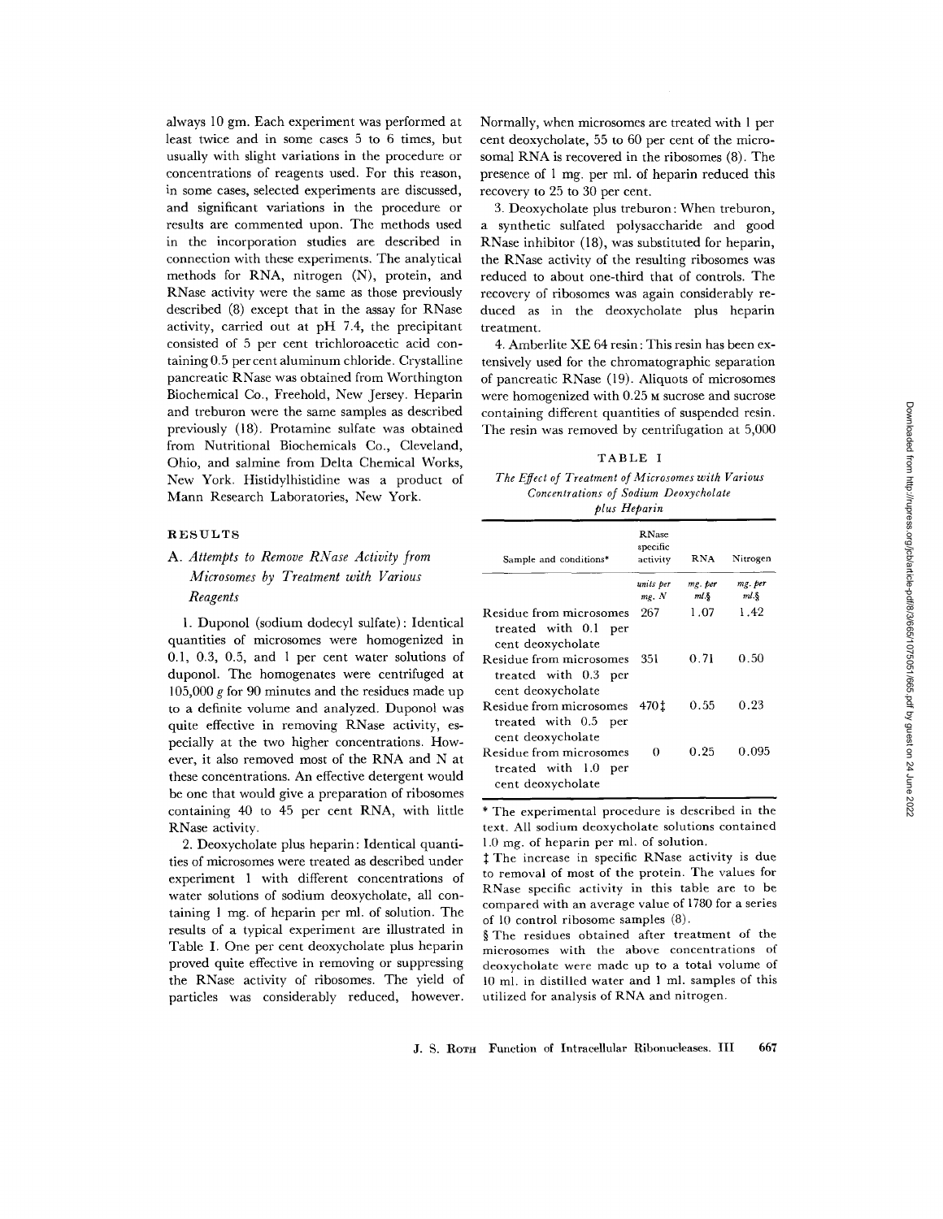always 10 gm. Each experiment was performed at least twice and in some cases 5 to 6 times, but usually with slight variations in the procedure or concentrations of reagents used. For this reason, in some cases, selected experiments are discussed, and significant variations in the procedure or results are commented upon. The methods used in the incorporation studies are described in connection with these experiments. The analytical methods for RNA, nitrogen (N), protein, and RNase activity were the same as those previously described (8) except that in the assay for RNase activity, carried out at pH 7.4, the precipitant consisted of 5 per cent trichloroacetic acid containing 0.5 per cent aluminum chloride. Crystalline pancreatic RNase was obtained from Worthington Biochemical Co., Freehold, New Jersey. Heparin and treburon were the same samples as described previously (18). Protamine sulfate was obtained from Nutritional Biochemicals Co., Cleveland, Ohio, and salmine from Delta Chemical Works, New York. Histidylhistidine was a product of Mann Research Laboratories, New York.

## RESULTS

### A. *Attempts to Remove RNase Activity from Microsomes by Treatment with Various Reagents*

1. Duponol (sodium dodecyl sulfate): Identical quantities of microsomes were homogenized in 0.1, 0.3, 0.5, and 1 per cent water solutions of duponol. The homogenates were centrifuged at 105,000 *g* for 90 minutes and the residues made up to a definite volume and analyzed. Duponol was quite effective in removing RNase activity, especially at the two higher concentrations. However, it also removed most of the RNA and N at these concentrations. An effective detergent would be one that would give a preparation of ribosomes containing 40 to 45 per cent RNA, with little RNase activity.

2. Deoxycholate plus heparin: Identical quantities of microsomes were treated as described under experiment 1 with different concentrations of water solutions of sodium deoxycholate, all containing 1 mg. of heparin per ml. of solution. The results of a typical experiment are illustrated in Table I. One per cent deoxycholate plus heparin proved quite effective in removing or suppressing the RNase activity of ribosomes. The yield of particles was considerably reduced, however. Normally, when microsomes are treated with 1 per cent deoxycholate, 55 to 60 per cent of the microsomal RNA is recovered in the ribosomes (8). The presence of 1 mg. per ml. of heparin reduced this recovery to 25 to 30 per cent.

3. Deoxycholate plus treburon: When treburon, a synthetic sulfated polysaccharide and good RNase inhibitor (18), was substituted for heparin, the RNase activity of the resulting ribosomes was reduced to about one-third that of controls. The recovery of ribosomes was again considerably reduced as in the deoxycholate plus heparin treatment.

4. Amberlite XE 64 resin: This resin has been extensively used for the chromatographic separation of pancreatic RNase (19). Aliquots of microsomes were homogenized with 0.25 M sucrose and sucrose containing different quantities of suspended resin. The resin was removed by centrifugation at 5,000

TABLE I

*The Effect of Treatment of Microsomes with Various Concentrations of Sodium Deoxycholate plus Heparin*

| Sample and conditions* | RNase specific activity | RNA | Nitrogen |
|---|---|---|---|
| | *units per mg. N* | *mg. per ml.*§ | *mg. per ml.*§ |
| Residue from microsomes treated with 0.1 per cent deoxycholate | 267 | 1.07 | 1.42 |
| Residue from microsomes treated with 0.3 per cent deoxycholate | 351 | 0.71 | 0.50 |
| Residue from microsomes treated with 0.5 per cent deoxycholate | 470‡ | 0.55 | 0.23 |
| Residue from microsomes treated with 1.0 per cent deoxycholate | 0 | 0.25 | 0.095 |

\* The experimental procedure is described in the text. All sodium deoxycholate solutions contained 1.0 mg. of heparin per ml. of solution.

‡ The increase in specific RNase activity is due to removal of most of the protein. The values for RNase specific activity in this table are to be compared with an average value of 1780 for a series of 10 control ribosome samples (8).

§ The residues obtained after treatment of the microsomes with the above concentrations of deoxycholate were made up to a total volume of 10 ml. in distilled water and 1 ml. samples of this utilized for analysis of RNA and nitrogen.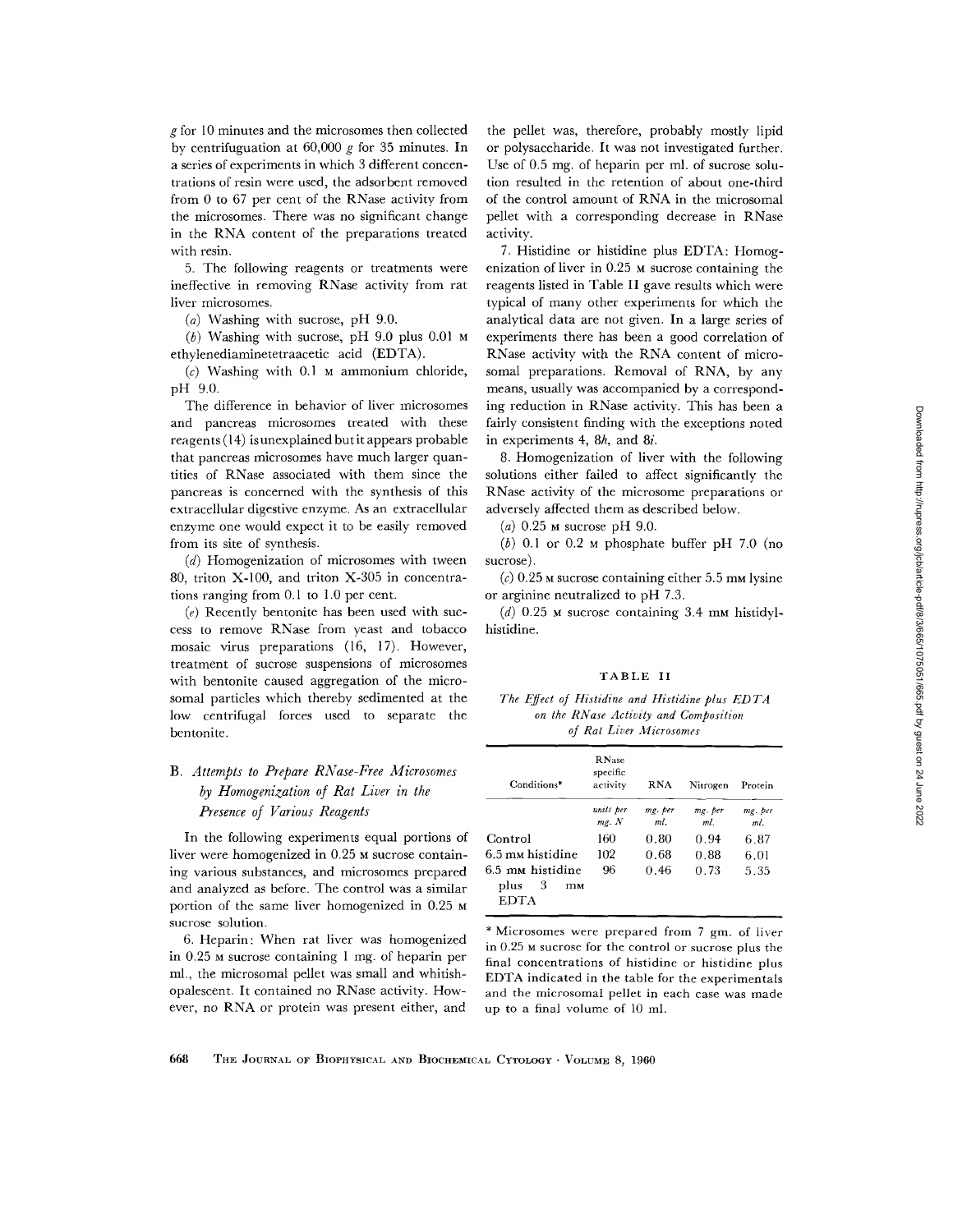*g* for 10 minutes and the microsomes then collected by centrifuguation at 60,000 *g* for 35 minutes. In a series of experiments in which 3 different concentrations of resin were used, the adsorbent removed from 0 to 67 per cent of the RNase activity from the microsomes. There was no significant change in the RNA content of the preparations treated with resin.

5. The following reagents or treatments were ineffective in removing RNase activity from rat liver microsomes.

(*a*) Washing with sucrose, pH 9.0.

(*b*) Washing with sucrose, pH 9.0 plus 0.01 M ethylenediaminetetraacetic acid (EDTA).

(*c*) Washing with 0.1 M ammonium chloride, pH 9.0.

The difference in behavior of liver microsomes and pancreas microsomes treated with these reagents (14) is unexplained but it appears probable that pancreas microsomes have much larger quantities of RNase associated with them since the pancreas is concerned with the synthesis of this extracellular digestive enzyme. As an extracellular enzyme one would expect it to be easily removed from its site of synthesis.

(*d*) Homogenization of microsomes with tween 80, triton X-100, and triton X-305 in concentrations ranging from 0.1 to 1.0 per cent.

(*e*) Recently bentonite has been used with success to remove RNase from yeast and tobacco mosaic virus preparations (16, 17). However, treatment of sucrose suspensions of microsomes with bentonite caused aggregation of the microsomal particles which thereby sedimented at the low centrifugal forces used to separate the bentonite.

### B. *Attempts to Prepare RNase-Free Microsomes by Homogenization of Rat Liver in the Presence of Various Reagents*

In the following experiments equal portions of liver were homogenized in 0.25 M sucrose containing various substances, and microsomes prepared and analyzed as before. The control was a similar portion of the same liver homogenized in 0.25 M sucrose solution.

6. Heparin: When rat liver was homogenized in 0.25 M sucrose containing 1 mg. of heparin per ml., the microsomal pellet was small and whitish-opalescent. It contained no RNase activity. However, no RNA or protein was present either, and the pellet was, therefore, probably mostly lipid or polysaccharide. It was not investigated further. Use of 0.5 mg. of heparin per ml. of sucrose solution resulted in the retention of about one-third of the control amount of RNA in the microsomal pellet with a corresponding decrease in RNase activity.

7. Histidine or histidine plus EDTA: Homogenization of liver in 0.25 M sucrose containing the reagents listed in Table II gave results which were typical of many other experiments for which the analytical data are not given. In a large series of experiments there has been a good correlation of RNase activity with the RNA content of microsomal preparations. Removal of RNA, by any means, usually was accompanied by a corresponding reduction in RNase activity. This has been a fairly consistent finding with the exceptions noted in experiments 4, 8*h*, and 8*i*.

8. Homogenization of liver with the following solutions either failed to affect significantly the RNase activity of the microsome preparations or adversely affected them as described below.

(*a*) 0.25 M sucrose pH 9.0.

(*b*) 0.1 or 0.2 M phosphate buffer pH 7.0 (no sucrose).

(*c*) 0.25 M sucrose containing either 5.5 mM lysine or arginine neutralized to pH 7.3.

(*d*) 0.25 M sucrose containing 3.4 mM histidylhistidine.

TABLE II

*The Effect of Histidine and Histidine plus EDTA on the RNase Activity and Composition of Rat Liver Microsomes*

| Conditions* | RNase specific activity | RNA | Nitrogen | Protein |
|---|---|---|---|---|
| | *units per mg. N* | *mg. per ml.* | *mg. per ml.* | *mg. per ml.* |
| Control | 160 | 0.80 | 0.94 | 6.87 |
| 6.5 mM histidine | 102 | 0.68 | 0.88 | 6.01 |
| 6.5 mM histidine plus 3 mM EDTA | 96 | 0.46 | 0.73 | 5.35 |

\* Microsomes were prepared from 7 gm. of liver in 0.25 M sucrose for the control or sucrose plus the final concentrations of histidine or histidine plus EDTA indicated in the table for the experimentals and the microsomal pellet in each case was made up to a final volume of 10 ml.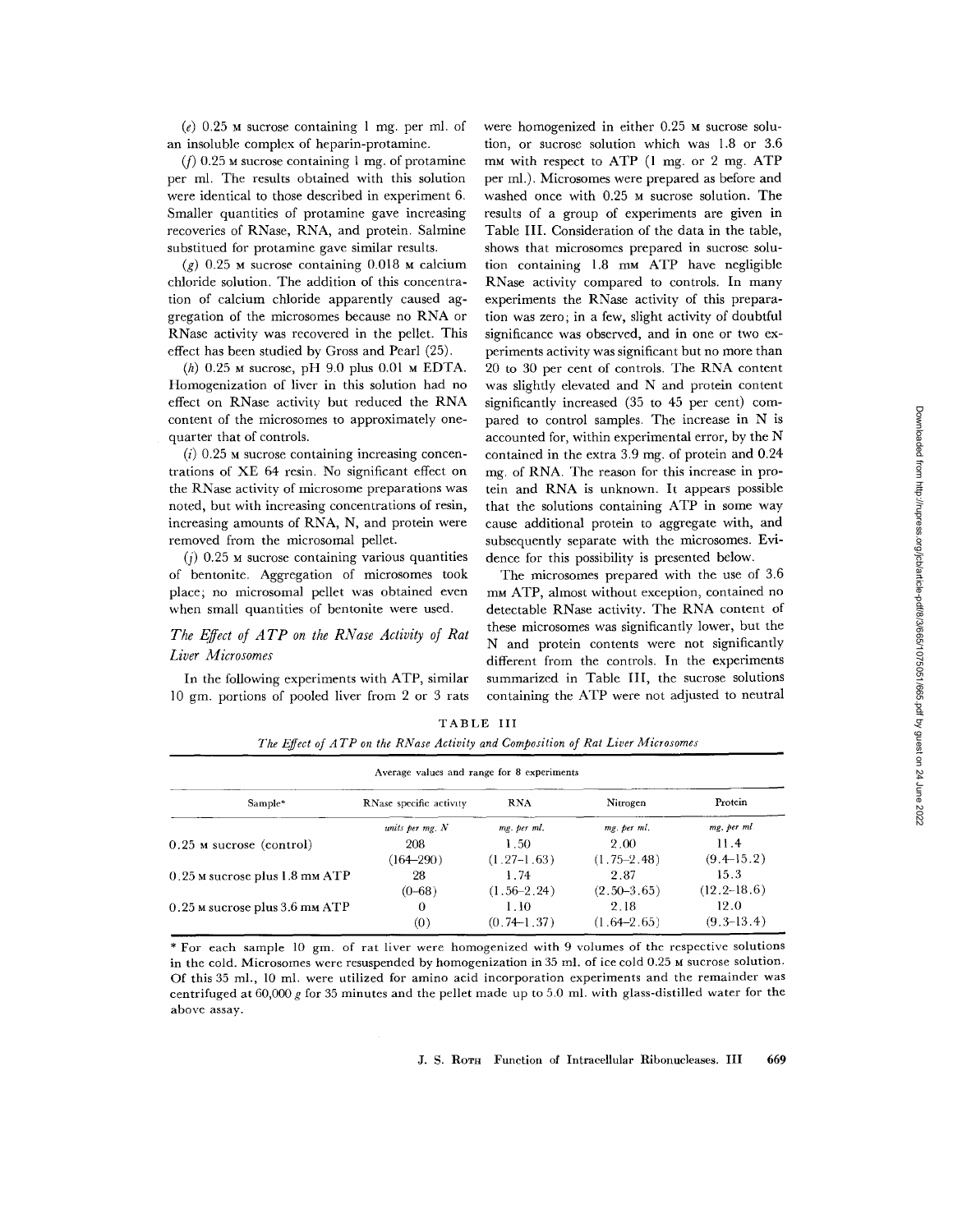(*e*) 0.25 M sucrose containing 1 mg. per ml. of an insoluble complex of heparin-protamine.

(*f*) 0.25 M sucrose containing 1 mg. of protamine per ml. The results obtained with this solution were identical to those described in experiment 6. Smaller quantities of protamine gave increasing recoveries of RNase, RNA, and protein. Salmine substitued for protamine gave similar results.

(*g*) 0.25 M sucrose containing 0.018 M calcium chloride solution. The addition of this concentration of calcium chloride apparently caused aggregation of the microsomes because no RNA or RNase activity was recovered in the pellet. This effect has been studied by Gross and Pearl (25).

(*h*) 0.25 M sucrose, pH 9.0 plus 0.01 M EDTA. Homogenization of liver in this solution had no effect on RNase activity but reduced the RNA content of the microsomes to approximately one-quarter that of controls.

(*i*) 0.25 M sucrose containing increasing concentrations of XE 64 resin. No significant effect on the RNase activity of microsome preparations was noted, but with increasing concentrations of resin, increasing amounts of RNA, N, and protein were removed from the microsomal pellet.

(*j*) 0.25 M sucrose containing various quantities of bentonite. Aggregation of microsomes took place; no microsomal pellet was obtained even when small quantities of bentonite were used.

### *The Effect of ATP on the RNase Activity of Rat Liver Microsomes*

In the following experiments with ATP, similar 10 gm. portions of pooled liver from 2 or 3 rats were homogenized in either 0.25 M sucrose solution, or sucrose solution which was 1.8 or 3.6 mM with respect to ATP (1 mg. or 2 mg. ATP per ml.). Microsomes were prepared as before and washed once with 0.25 M sucrose solution. The results of a group of experiments are given in Table III. Consideration of the data in the table, shows that microsomes prepared in sucrose solution containing 1.8 mM ATP have negligible RNase activity compared to controls. In many experiments the RNase activity of this preparation was zero; in a few, slight activity of doubtful significance was observed, and in one or two experiments activity was significant but no more than 20 to 30 per cent of controls. The RNA content was slightly elevated and N and protein content significantly increased (35 to 45 per cent) compared to control samples. The increase in N is accounted for, within experimental error, by the N contained in the extra 3.9 mg. of protein and 0.24 mg. of RNA. The reason for this increase in protein and RNA is unknown. It appears possible that the solutions containing ATP in some way cause additional protein to aggregate with, and subsequently separate with the microsomes. Evidence for this possibility is presented below.

The microsomes prepared with the use of 3.6 mM ATP, almost without exception, contained no detectable RNase activity. The RNA content of these microsomes was significantly lower, but the N and protein contents were not significantly different from the controls. In the experiments summarized in Table III, the sucrose solutions containing the ATP were not adjusted to neutral

TABLE III

*The Effect of ATP on the RNase Activity and Composition of Rat Liver Microsomes*

| Average values and range for 8 experiments | | | | |
|---|---|---|---|---|
| Sample* | RNase specific activity | RNA | Nitrogen | Protein |
| | *units per mg. N* | *mg. per ml.* | *mg. per ml.* | *mg. per ml* |
| 0.25 M sucrose (control) | 208 | 1.50 | 2.00 | 11.4 |
| | (164–290) | (1.27–1.63) | (1.75–2.48) | (9.4–15.2) |
| 0.25 M sucrose plus 1.8 mM ATP | 28 | 1.74 | 2.87 | 15.3 |
| | (0–68) | (1.56–2.24) | (2.50–3.65) | (12.2–18.6) |
| 0.25 M sucrose plus 3.6 mM ATP | 0 | 1.10 | 2.18 | 12.0 |
| | (0) | (0.74–1.37) | (1.64–2.65) | (9.3–13.4) |

\* For each sample 10 gm. of rat liver were homogenized with 9 volumes of the respective solutions in the cold. Microsomes were resuspended by homogenization in 35 ml. of ice cold 0.25 M sucrose solution. Of this 35 ml., 10 ml. were utilized for amino acid incorporation experiments and the remainder was centrifuged at 60,000 *g* for 35 minutes and the pellet made up to 5.0 ml. with glass-distilled water for the above assay.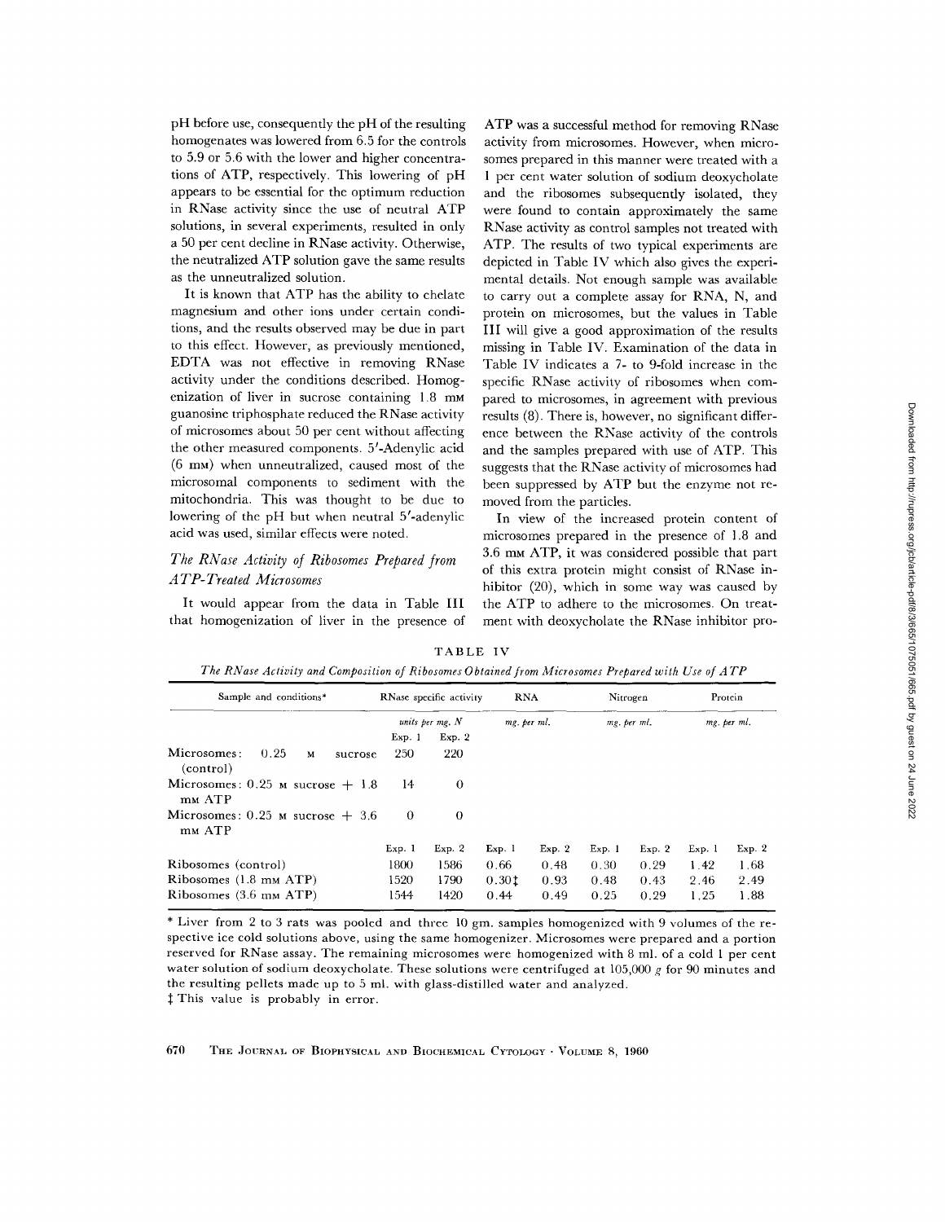pH before use, consequently the pH of the resulting homogenates was lowered from 6.5 for the controls to 5.9 or 5.6 with the lower and higher concentrations of ATP, respectively. This lowering of pH appears to be essential for the optimum reduction in RNase activity since the use of neutral ATP solutions, in several experiments, resulted in only a 50 per cent decline in RNase activity. Otherwise, the neutralized ATP solution gave the same results as the unneutralized solution.

It is known that ATP has the ability to chelate magnesium and other ions under certain conditions, and the results observed may be due in part to this effect. However, as previously mentioned, EDTA was not effective in removing RNase activity under the conditions described. Homogenization of liver in sucrose containing 1.8 mM guanosine triphosphate reduced the RNase activity of microsomes about 50 per cent without affecting the other measured components. 5′-Adenylic acid (6 mM) when unneutralized, caused most of the microsomal components to sediment with the mitochondria. This was thought to be due to lowering of the pH but when neutral 5′-adenylic acid was used, similar effects were noted.

### *The RNase Activity of Ribosomes Prepared from ATP-Treated Microsomes*

It would appear from the data in Table III that homogenization of liver in the presence of ATP was a successful method for removing RNase activity from microsomes. However, when microsomes prepared in this manner were treated with a 1 per cent water solution of sodium deoxycholate and the ribosomes subsequently isolated, they were found to contain approximately the same RNase activity as control samples not treated with ATP. The results of two typical experiments are depicted in Table IV which also gives the experimental details. Not enough sample was available to carry out a complete assay for RNA, N, and protein on microsomes, but the values in Table III will give a good approximation of the results missing in Table IV. Examination of the data in Table IV indicates a 7- to 9-fold increase in the specific RNase activity of ribosomes when compared to microsomes, in agreement with previous results (8). There is, however, no significant difference between the RNase activity of the controls and the samples prepared with use of ATP. This suggests that the RNase activity of microsomes had been suppressed by ATP but the enzyme not removed from the particles.

In view of the increased protein content of microsomes prepared in the presence of 1.8 and 3.6 mM ATP, it was considered possible that part of this extra protein might consist of RNase inhibitor (20), which in some way was caused by the ATP to adhere to the microsomes. On treatment with deoxycholate the RNase inhibitor pro-

TABLE IV

*The RNase Activity and Composition of Ribosomes Obtained from Microsomes Prepared with Use of ATP*

| Sample and conditions* | RNase specific activity | | RNA | | Nitrogen | | Protein | |
|---|---|---|---|---|---|---|---|---|
| | *units per mg. N* | | *mg. per ml.* | | *mg. per ml.* | | *mg. per ml.* | |
| | Exp. 1 | Exp. 2 | | | | | | |
| Microsomes: 0.25 M sucrose (control) | 250 | 220 | | | | | | |
| Microsomes: 0.25 M sucrose + 1.8 mM ATP | 14 | 0 | | | | | | |
| Microsomes: 0.25 M sucrose + 3.6 mM ATP | 0 | 0 | | | | | | |
| | Exp. 1 | Exp. 2 | Exp. 1 | Exp. 2 | Exp. 1 | Exp. 2 | Exp. 1 | Exp. 2 |
| Ribosomes (control) | 1800 | 1586 | 0.66 | 0.48 | 0.30 | 0.29 | 1.42 | 1.68 |
| Ribosomes (1.8 mM ATP) | 1520 | 1790 | 0.30‡ | 0.93 | 0.48 | 0.43 | 2.46 | 2.49 |
| Ribosomes (3.6 mM ATP) | 1544 | 1420 | 0.44 | 0.49 | 0.25 | 0.29 | 1.25 | 1.88 |

\* Liver from 2 to 3 rats was pooled and three 10 gm. samples homogenized with 9 volumes of the respective ice cold solutions above, using the same homogenizer. Microsomes were prepared and a portion reserved for RNase assay. The remaining microsomes were homogenized with 8 ml. of a cold 1 per cent water solution of sodium deoxycholate. These solutions were centrifuged at 105,000 *g* for 90 minutes and the resulting pellets made up to 5 ml. with glass-distilled water and analyzed.

‡ This value is probably in error.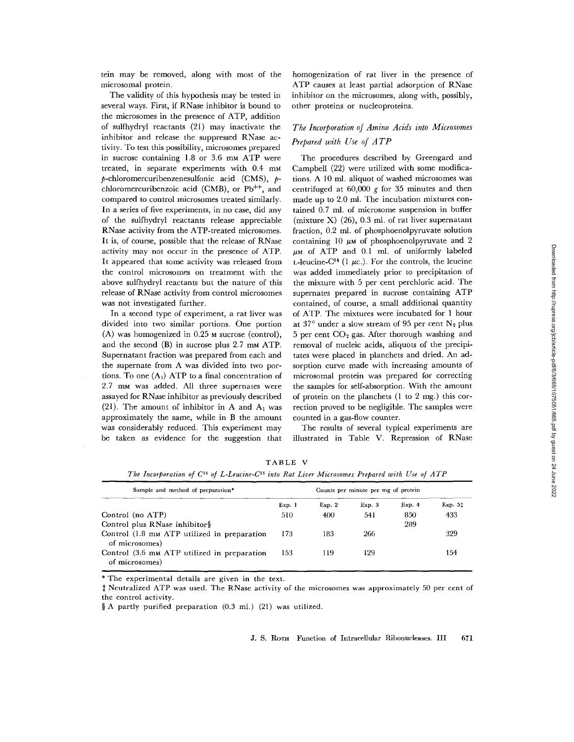tein may be removed, along with most of the microsomal protein.

The validity of this hypothesis may be tested in several ways. First, if RNase inhibitor is bound to the microsomes in the presence of ATP, addition of sulfhydryl reactants (21) may inactivate the inhibitor and release the suppressed RNase activity. To test this possibility, microsomes prepared in sucrose containing 1.8 or 3.6 mM ATP were treated, in separate experiments with 0.4 mM *p*-chloromercuribenzenesulfonic acid (CMS), *p*-chloromercuribenzoic acid (CMB), or $Pb^{++}$, and compared to control microsomes treated similarly. In a series of five experiments, in no case, did any of the sulfhydryl reactants release appreciable RNase activity from the ATP-treated microsomes. It is, of course, possible that the release of RNase activity may not occur in the presence of ATP. It appeared that some activity was released from the control microsomes on treatment with the above sulfhydryl reactants but the nature of this release of RNase activity from control microsomes was not investigated further.

In a second type of experiment, a rat liver was divided into two similar portions. One portion (A) was homogenized in 0.25 M sucrose (control), and the second (B) in sucrose plus 2.7 mM ATP. Supernatant fraction was prepared from each and the supernate from A was divided into two portions. To one ($A_1$) ATP to a final concentration of 2.7 mM was added. All three supernates were assayed for RNase inhibitor as previously described (21). The amount of inhibitor in A and $A_1$ was approximately the same, while in B the amount was considerably reduced. This experiment may be taken as evidence for the suggestion that homogenization of rat liver in the presence of ATP causes at least partial adsorption of RNase inhibitor on the microsomes, along with, possibly, other proteins or nucleoproteins.

### *The Incorporation of Amino Acids into Microsomes Prepared with Use of ATP*

The procedures described by Greengard and Campbell (22) were utilized with some modifications. A 10 ml. aliquot of washed microsomes was centrifuged at 60,000 *g* for 35 minutes and then made up to 2.0 ml. The incubation mixtures contained 0.7 ml. of microsome suspension in buffer (mixture X) (26), 0.3 ml. of rat liver supernatant fraction, 0.2 ml. of phosphoenolpyruvate solution containing 10 μM of phosphoenolpyruvate and 2 μM of ATP and 0.1 ml. of uniformly labeled L-leucine-$C^{14}$ (1 μc.). For the controls, the leucine was added immediately prior to precipitation of the mixture with 5 per cent perchloric acid. The supernates prepared in sucrose containing ATP contained, of course, a small additional quantity of ATP. The mixtures were incubated for 1 hour at 37° under a slow stream of 95 per cent $N_2$ plus 5 per cent $CO_2$ gas. After thorough washing and removal of nucleic acids, aliquots of the precipitates were placed in planchets and dried. An adsorption curve made with increasing amounts of microsomal protein was prepared for correcting the samples for self-absorption. With the amount of protein on the planchets (1 to 2 mg.) this correction proved to be negligible. The samples were counted in a gas-flow counter.

The results of several typical experiments are illustrated in Table V. Repression of RNase

TABLE V

*The Incorporation of $C^{14}$ of L-Leucine-$C^{14}$ into Rat Liver Microsomes Prepared with Use of ATP*

| Sample and method of preparation* | Counts per minute per mg of protein | | | | |
|---|---|---|---|---|---|
| | Exp. 1 | Exp. 2 | Exp. 3 | Exp. 4 | Exp. 5‡ |
| Control (no ATP) | 510 | 400 | 541 | 850 | 433 |
| Control plus RNase inhibitor§ | | | | 289 | |
| Control (1.8 mM ATP utilized in preparation of microsomes) | 173 | 183 | 266 | | 329 |
| Control (3.6 mM ATP utilized in preparation of microsomes) | 153 | 119 | 129 | | 154 |

\* The experimental details are given in the text.

‡ Neutralized ATP was used. The RNase activity of the microsomes was approximately 50 per cent of the control activity.

§ A partly purified preparation (0.3 ml.) (21) was utilized.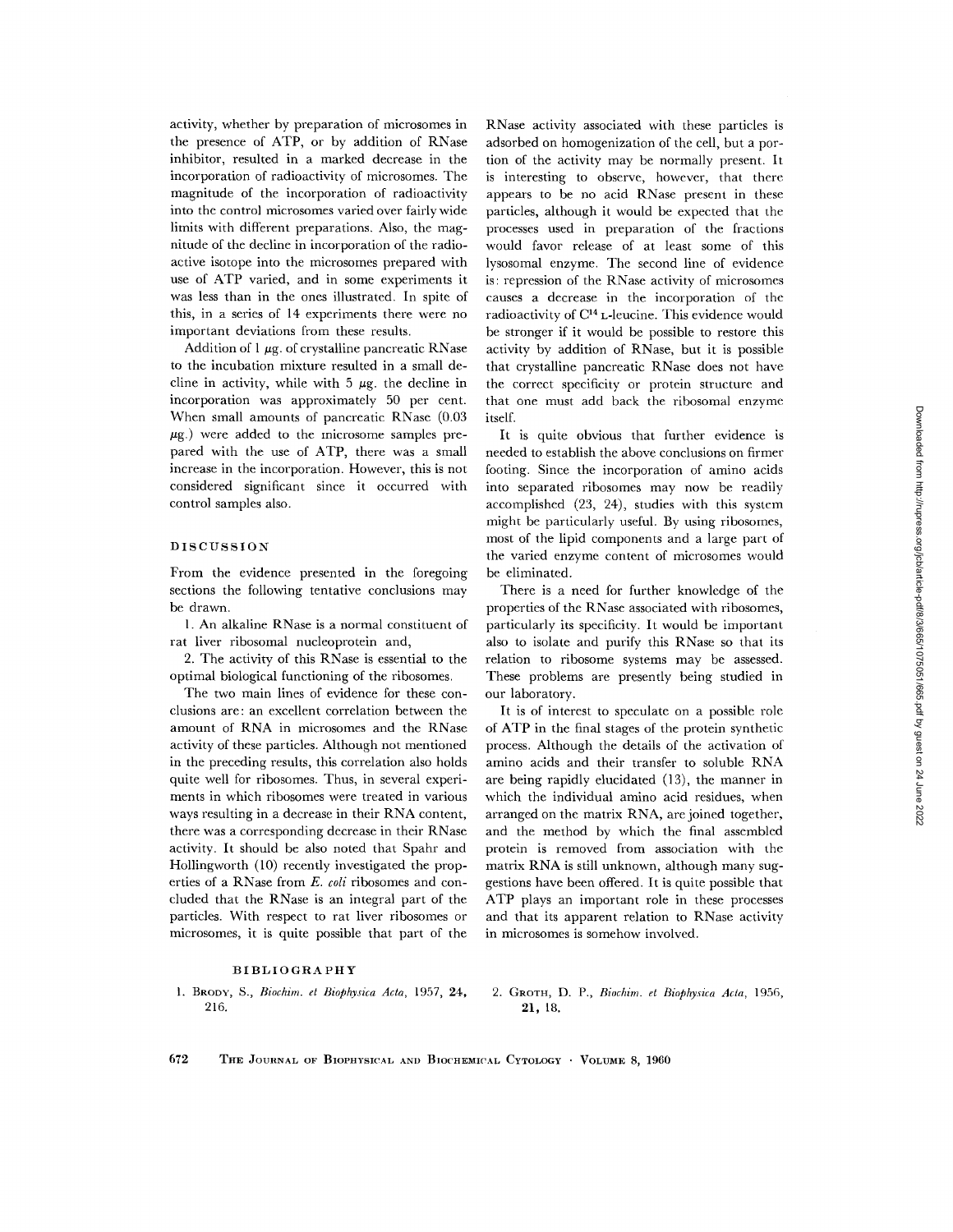activity, whether by preparation of microsomes in the presence of ATP, or by addition of RNase inhibitor, resulted in a marked decrease in the incorporation of radioactivity of microsomes. The magnitude of the incorporation of radioactivity into the control microsomes varied over fairly wide limits with different preparations. Also, the magnitude of the decline in incorporation of the radioactive isotope into the microsomes prepared with use of ATP varied, and in some experiments it was less than in the ones illustrated. In spite of this, in a series of 14 experiments there were no important deviations from these results.

Addition of 1 μg. of crystalline pancreatic RNase to the incubation mixture resulted in a small decline in activity, while with 5 μg. the decline in incorporation was approximately 50 per cent. When small amounts of pancreatic RNase (0.03 μg.) were added to the microsome samples prepared with the use of ATP, there was a small increase in the incorporation. However, this is not considered significant since it occurred with control samples also.

## DISCUSSION

From the evidence presented in the foregoing sections the following tentative conclusions may be drawn.

1. An alkaline RNase is a normal constituent of rat liver ribosomal nucleoprotein and,

2. The activity of this RNase is essential to the optimal biological functioning of the ribosomes.

The two main lines of evidence for these conclusions are: an excellent correlation between the amount of RNA in microsomes and the RNase activity of these particles. Although not mentioned in the preceding results, this correlation also holds quite well for ribosomes. Thus, in several experiments in which ribosomes were treated in various ways resulting in a decrease in their RNA content, there was a corresponding decrease in their RNase activity. It should be also noted that Spahr and Hollingworth (10) recently investigated the properties of a RNase from *E. coli* ribosomes and concluded that the RNase is an integral part of the particles. With respect to rat liver ribosomes or microsomes, it is quite possible that part of the RNase activity associated with these particles is adsorbed on homogenization of the cell, but a portion of the activity may be normally present. It is interesting to observe, however, that there appears to be no acid RNase present in these particles, although it would be expected that the processes used in preparation of the fractions would favor release of at least some of this lysosomal enzyme. The second line of evidence is: repression of the RNase activity of microsomes causes a decrease in the incorporation of the radioactivity of $C^{14}$ L-leucine. This evidence would be stronger if it would be possible to restore this activity by addition of RNase, but it is possible that crystalline pancreatic RNase does not have the correct specificity or protein structure and that one must add back the ribosomal enzyme itself.

It is quite obvious that further evidence is needed to establish the above conclusions on firmer footing. Since the incorporation of amino acids into separated ribosomes may now be readily accomplished (23, 24), studies with this system might be particularly useful. By using ribosomes, most of the lipid components and a large part of the varied enzyme content of microsomes would be eliminated.

There is a need for further knowledge of the properties of the RNase associated with ribosomes, particularly its specificity. It would be important also to isolate and purify this RNase so that its relation to ribosome systems may be assessed. These problems are presently being studied in our laboratory.

It is of interest to speculate on a possible role of ATP in the final stages of the protein synthetic process. Although the details of the activation of amino acids and their transfer to soluble RNA are being rapidly elucidated (13), the manner in which the individual amino acid residues, when arranged on the matrix RNA, are joined together, and the method by which the final assembled protein is removed from association with the matrix RNA is still unknown, although many suggestions have been offered. It is quite possible that ATP plays an important role in these processes and that its apparent relation to RNase activity in microsomes is somehow involved.

## BIBLIOGRAPHY

1. Brody, S., *Biochim. et Biophysica Acta*, 1957, **24**, 216.
2. Groth, D. P., *Biochim. et Biophysica Acta*, 1956, **21**, 18.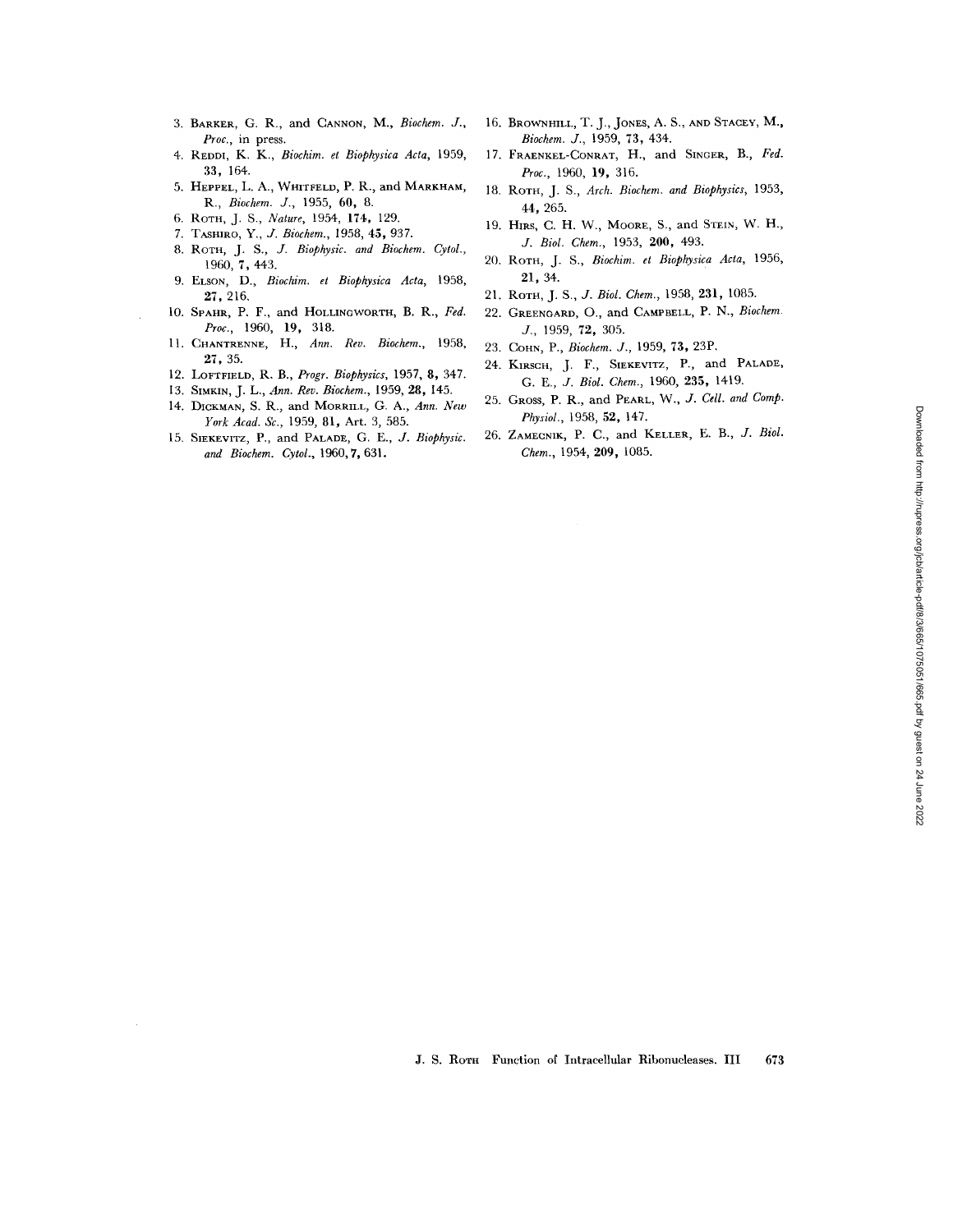3. Barker, G. R., and Cannon, M., *Biochem. J., Proc.*, in press.
4. Reddi, K. K., *Biochim. et Biophysica Acta*, 1959, **33**, 164.
5. Heppel, L. A., Whitfeld, P. R., and Markham, R., *Biochem. J.*, 1955, **60**, 8.
6. Roth, J. S., *Nature*, 1954, **174**, 129.
7. Tashiro, Y., *J. Biochem.*, 1958, **45**, 937.
8. Roth, J. S., *J. Biophysic. and Biochem. Cytol.*, 1960, **7**, 443.
9. Elson, D., *Biochim. et Biophysica Acta*, 1958, **27**, 216.
10. Spahr, P. F., and Hollingworth, B. R., *Fed. Proc.*, 1960, **19**, 318.
11. Chantrenne, H., *Ann. Rev. Biochem.*, 1958, **27**, 35.
12. Loftfield, R. B., *Progr. Biophysics*, 1957, **8**, 347.
13. Simkin, J. L., *Ann. Rev. Biochem.*, 1959, **28**, 145.
14. Dickman, S. R., and Morrill, G. A., *Ann. New York Acad. Sc.*, 1959, **81**, Art. 3, 585.
15. Siekevitz, P., and Palade, G. E., *J. Biophysic. and Biochem. Cytol.*, 1960, **7**, 631.
16. Brownhill, T. J., Jones, A. S., and Stacey, M., *Biochem. J.*, 1959, **73**, 434.
17. Fraenkel-Conrat, H., and Singer, B., *Fed. Proc.*, 1960, **19**, 316.
18. Roth, J. S., *Arch. Biochem. and Biophysics*, 1953, **44**, 265.
19. Hirs, C. H. W., Moore, S., and Stein, W. H., *J. Biol. Chem.*, 1953, **200**, 493.
20. Roth, J. S., *Biochim. et Biophysica Acta*, 1956, **21**, 34.
21. Roth, J. S., *J. Biol. Chem.*, 1958, **231**, 1085.
22. Greengard, O., and Campbell, P. N., *Biochem. J.*, 1959, **72**, 305.
23. Cohn, P., *Biochem. J.*, 1959, **73**, 23P.
24. Kirsch, J. F., Siekevitz, P., and Palade, G. E., *J. Biol. Chem.*, 1960, **235**, 1419.
25. Gross, P. R., and Pearl, W., *J. Cell. and Comp. Physiol.*, 1958, **52**, 147.
26. Zamecnik, P. C., and Keller, E. B., *J. Biol. Chem.*, 1954, **209**, 1085.